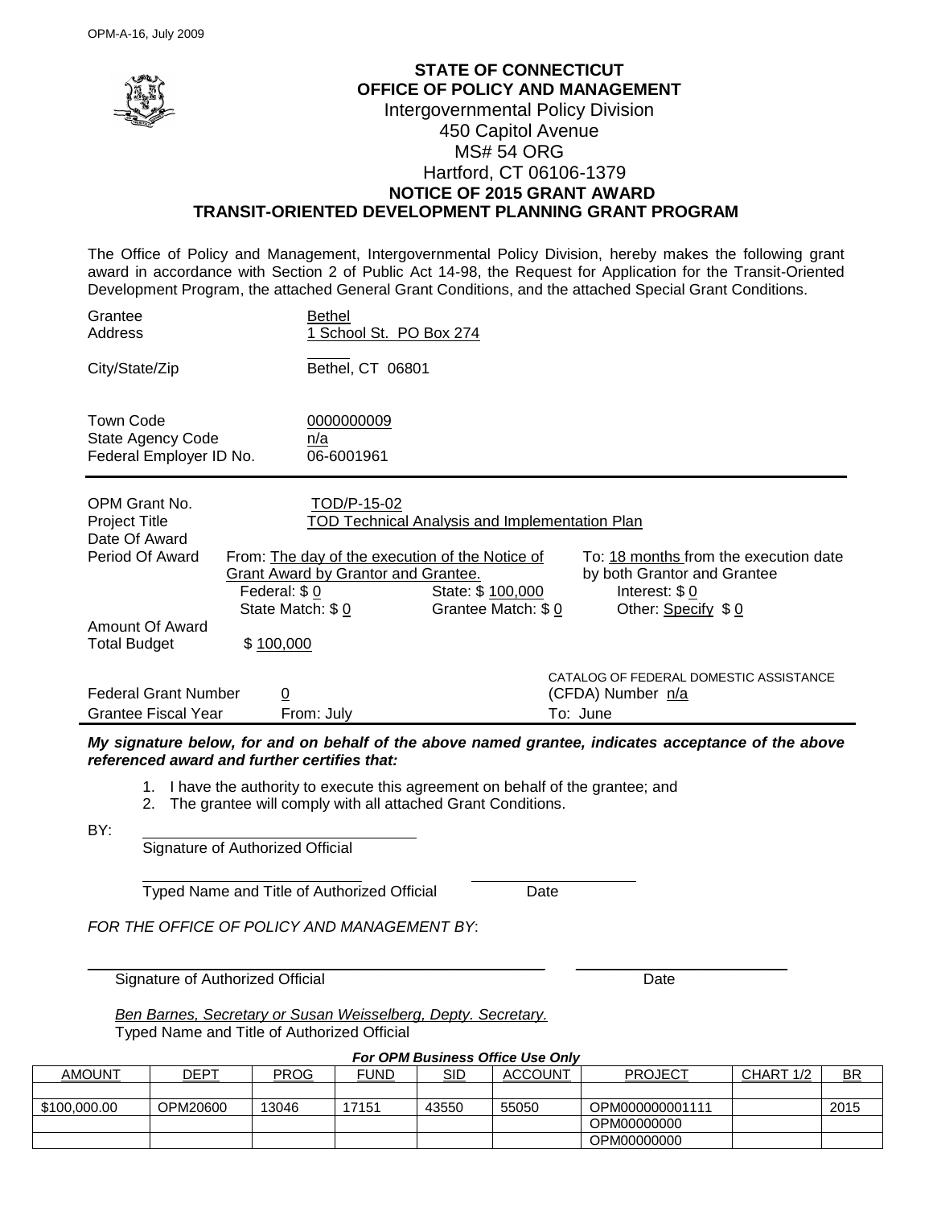OPM-A-16, July 2009

**STATE OF CONNECTICUT**
**OFFICE OF POLICY AND MANAGEMENT**
Intergovernmental Policy Division
450 Capitol Avenue
MS# 54 ORG
Hartford, CT 06106-1379

**NOTICE OF 2015 GRANT AWARD**
**TRANSIT-ORIENTED DEVELOPMENT PLANNING GRANT PROGRAM**

The Office of Policy and Management, Intergovernmental Policy Division, hereby makes the following grant award in accordance with Section 2 of Public Act 14-98, the Request for Application for the Transit-Oriented Development Program, the attached General Grant Conditions, and the attached Special Grant Conditions.

Grantee: Bethel
Address: 1 School St. PO Box 274

City/State/Zip: Bethel, CT 06801

Town Code: 0000000009
State Agency Code: n/a
Federal Employer ID No.: 06-6001961

OPM Grant No.: TOD/P-15-02
Project Title: TOD Technical Analysis and Implementation Plan
Date Of Award
Period Of Award: From: The day of the execution of the Notice of Grant Award by Grantor and Grantee. To: 18 months from the execution date by both Grantor and Grantee

Federal: $ 0 State: $ 100,000 Interest: $ 0
State Match: $ 0 Grantee Match: $ 0 Other: Specify $ 0

Amount Of Award
Total Budget: $ 100,000

Federal Grant Number: 0
CATALOG OF FEDERAL DOMESTIC ASSISTANCE (CFDA) Number: n/a
Grantee Fiscal Year: From: July To: June

***My signature below, for and on behalf of the above named grantee, indicates acceptance of the above referenced award and further certifies that:***

1. I have the authority to execute this agreement on behalf of the grantee; and
2. The grantee will comply with all attached Grant Conditions.

BY: ______________________________
Signature of Authorized Official

______________________________ ____________________
Typed Name and Title of Authorized Official Date

*FOR THE OFFICE OF POLICY AND MANAGEMENT BY*:

______________________________ ____________________
Signature of Authorized Official Date

*Ben Barnes, Secretary or Susan Weisselberg, Depty. Secretary.*
Typed Name and Title of Authorized Official

***For OPM Business Office Use Only***

| AMOUNT | DEPT | PROG | FUND | SID | ACCOUNT | PROJECT | CHART 1/2 | BR |
|---|---|---|---|---|---|---|---|---|
| | | | | | | | | |
| $100,000.00 | OPM20600 | 13046 | 17151 | 43550 | 55050 | OPM000000001111 | | 2015 |
| | | | | | | OPM00000000 | | |
| | | | | | | OPM00000000 | | |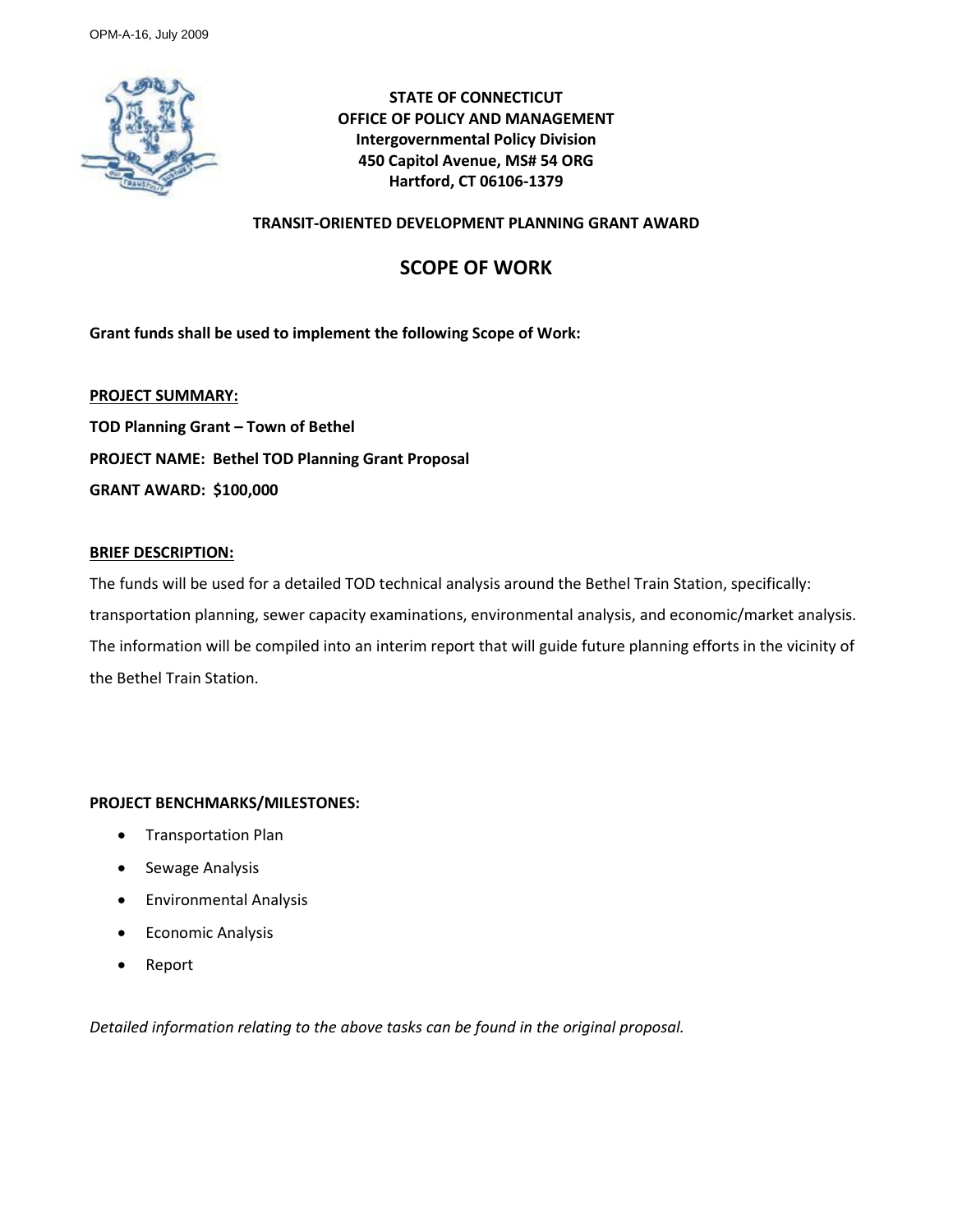OPM-A-16, July 2009

**STATE OF CONNECTICUT**
**OFFICE OF POLICY AND MANAGEMENT**
**Intergovernmental Policy Division**
**450 Capitol Avenue, MS# 54 ORG**
**Hartford, CT 06106-1379**

**TRANSIT-ORIENTED DEVELOPMENT PLANNING GRANT AWARD**

# SCOPE OF WORK

**Grant funds shall be used to implement the following Scope of Work:**

**PROJECT SUMMARY:**

**TOD Planning Grant – Town of Bethel**

**PROJECT NAME: Bethel TOD Planning Grant Proposal**

**GRANT AWARD: $100,000**

**BRIEF DESCRIPTION:**

The funds will be used for a detailed TOD technical analysis around the Bethel Train Station, specifically: transportation planning, sewer capacity examinations, environmental analysis, and economic/market analysis. The information will be compiled into an interim report that will guide future planning efforts in the vicinity of the Bethel Train Station.

**PROJECT BENCHMARKS/MILESTONES:**

- Transportation Plan
- Sewage Analysis
- Environmental Analysis
- Economic Analysis
- Report

*Detailed information relating to the above tasks can be found in the original proposal.*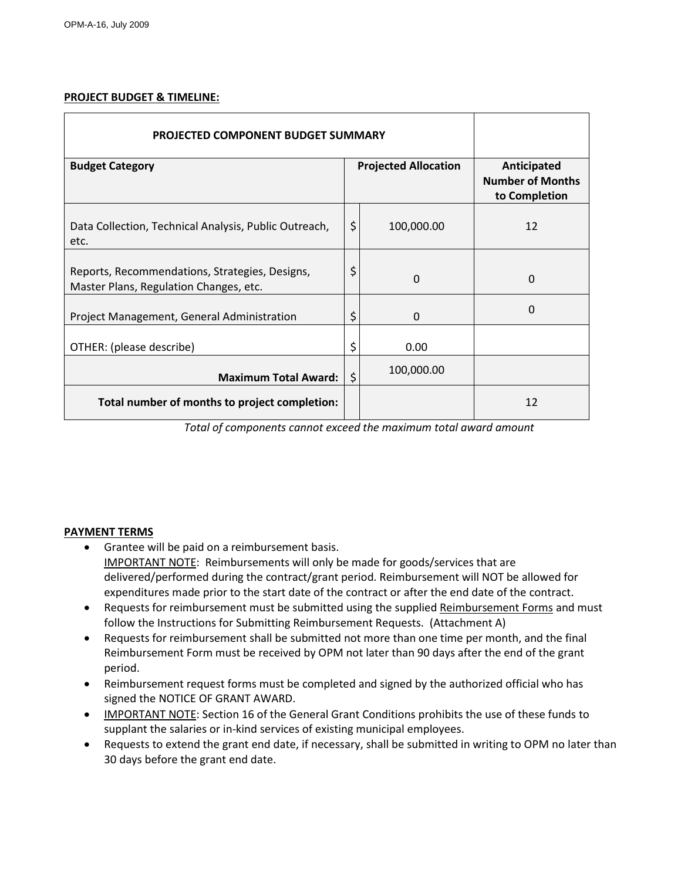**PROJECT BUDGET & TIMELINE:**

| PROJECTED COMPONENT BUDGET SUMMARY | | | |
|---|---|---|---|
| **Budget Category** | **Projected Allocation** | | **Anticipated Number of Months to Completion** |
| Data Collection, Technical Analysis, Public Outreach, etc. | $ | 100,000.00 | 12 |
| Reports, Recommendations, Strategies, Designs, Master Plans, Regulation Changes, etc. | $ | 0 | 0 |
| Project Management, General Administration | $ | 0 | 0 |
| OTHER: (please describe) | $ | 0.00 | |
| **Maximum Total Award:** | $ | 100,000.00 | |
| **Total number of months to project completion:** | | | 12 |

*Total of components cannot exceed the maximum total award amount*

**PAYMENT TERMS**

- Grantee will be paid on a reimbursement basis.
  IMPORTANT NOTE: Reimbursements will only be made for goods/services that are delivered/performed during the contract/grant period. Reimbursement will NOT be allowed for expenditures made prior to the start date of the contract or after the end date of the contract.
- Requests for reimbursement must be submitted using the supplied Reimbursement Forms and must follow the Instructions for Submitting Reimbursement Requests. (Attachment A)
- Requests for reimbursement shall be submitted not more than one time per month, and the final Reimbursement Form must be received by OPM not later than 90 days after the end of the grant period.
- Reimbursement request forms must be completed and signed by the authorized official who has signed the NOTICE OF GRANT AWARD.
- IMPORTANT NOTE: Section 16 of the General Grant Conditions prohibits the use of these funds to supplant the salaries or in-kind services of existing municipal employees.
- Requests to extend the grant end date, if necessary, shall be submitted in writing to OPM no later than 30 days before the grant end date.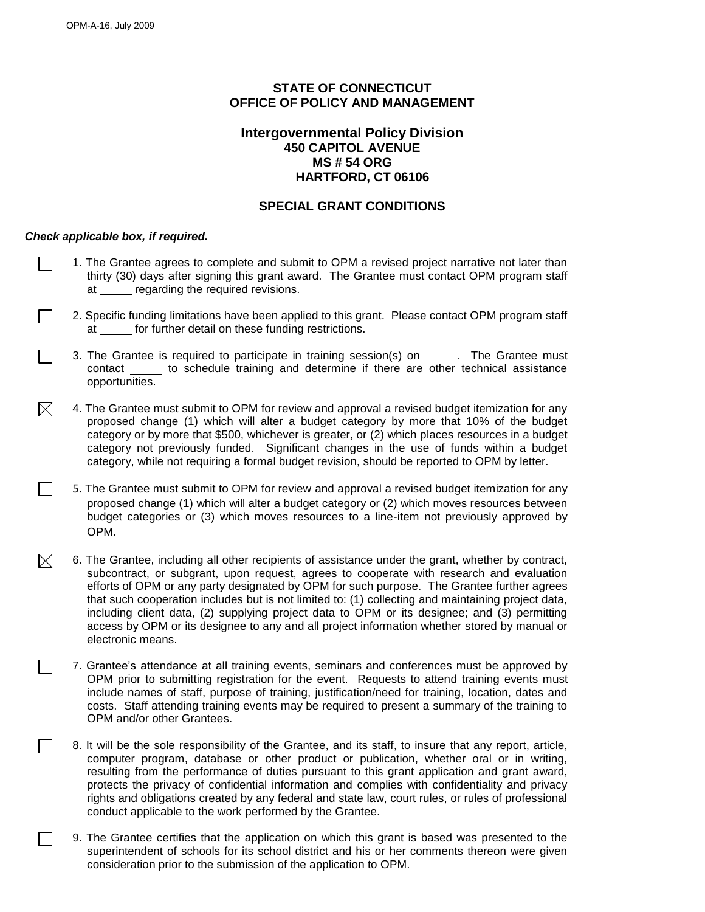OPM-A-16, July 2009

**STATE OF CONNECTICUT**
**OFFICE OF POLICY AND MANAGEMENT**

**Intergovernmental Policy Division**
**450 CAPITOL AVENUE**
**MS # 54 ORG**
**HARTFORD, CT 06106**

## SPECIAL GRANT CONDITIONS

***Check applicable box, if required.***

☐ 1. The Grantee agrees to complete and submit to OPM a revised project narrative not later than thirty (30) days after signing this grant award. The Grantee must contact OPM program staff at _____ regarding the required revisions.

☐ 2. Specific funding limitations have been applied to this grant. Please contact OPM program staff at _____ for further detail on these funding restrictions.

☐ 3. The Grantee is required to participate in training session(s) on _____. The Grantee must contact _____ to schedule training and determine if there are other technical assistance opportunities.

☒ 4. The Grantee must submit to OPM for review and approval a revised budget itemization for any proposed change (1) which will alter a budget category by more that 10% of the budget category or by more that $500, whichever is greater, or (2) which places resources in a budget category not previously funded. Significant changes in the use of funds within a budget category, while not requiring a formal budget revision, should be reported to OPM by letter.

☐ 5. The Grantee must submit to OPM for review and approval a revised budget itemization for any proposed change (1) which will alter a budget category or (2) which moves resources between budget categories or (3) which moves resources to a line-item not previously approved by OPM.

☒ 6. The Grantee, including all other recipients of assistance under the grant, whether by contract, subcontract, or subgrant, upon request, agrees to cooperate with research and evaluation efforts of OPM or any party designated by OPM for such purpose. The Grantee further agrees that such cooperation includes but is not limited to: (1) collecting and maintaining project data, including client data, (2) supplying project data to OPM or its designee; and (3) permitting access by OPM or its designee to any and all project information whether stored by manual or electronic means.

☐ 7. Grantee's attendance at all training events, seminars and conferences must be approved by OPM prior to submitting registration for the event. Requests to attend training events must include names of staff, purpose of training, justification/need for training, location, dates and costs. Staff attending training events may be required to present a summary of the training to OPM and/or other Grantees.

☐ 8. It will be the sole responsibility of the Grantee, and its staff, to insure that any report, article, computer program, database or other product or publication, whether oral or in writing, resulting from the performance of duties pursuant to this grant application and grant award, protects the privacy of confidential information and complies with confidentiality and privacy rights and obligations created by any federal and state law, court rules, or rules of professional conduct applicable to the work performed by the Grantee.

☐ 9. The Grantee certifies that the application on which this grant is based was presented to the superintendent of schools for its school district and his or her comments thereon were given consideration prior to the submission of the application to OPM.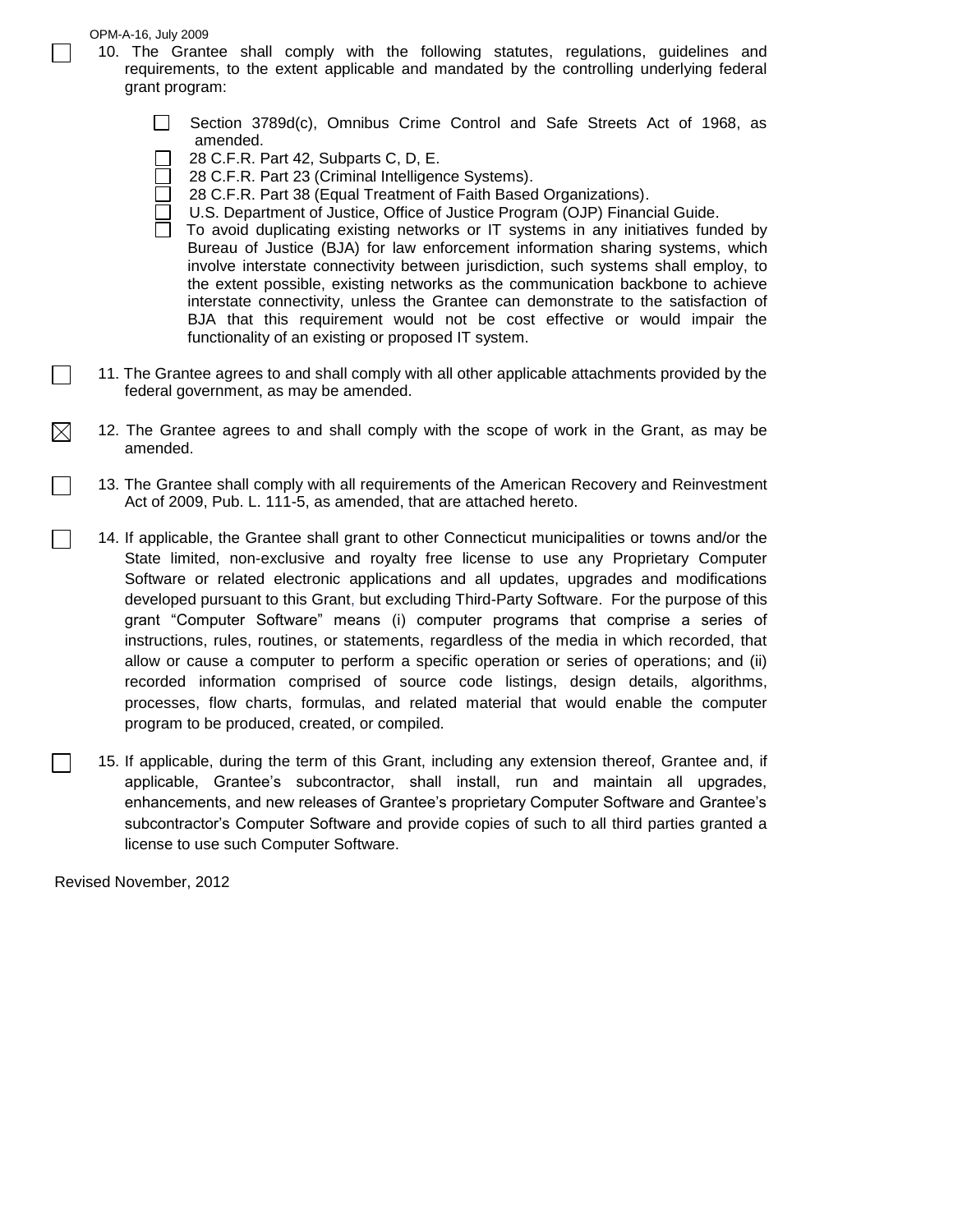☐ 10. The Grantee shall comply with the following statutes, regulations, guidelines and requirements, to the extent applicable and mandated by the controlling underlying federal grant program:

- ☐ Section 3789d(c), Omnibus Crime Control and Safe Streets Act of 1968, as amended.
- ☐ 28 C.F.R. Part 42, Subparts C, D, E.
- ☐ 28 C.F.R. Part 23 (Criminal Intelligence Systems).
- ☐ 28 C.F.R. Part 38 (Equal Treatment of Faith Based Organizations).
- ☐ U.S. Department of Justice, Office of Justice Program (OJP) Financial Guide.
- ☐ To avoid duplicating existing networks or IT systems in any initiatives funded by Bureau of Justice (BJA) for law enforcement information sharing systems, which involve interstate connectivity between jurisdiction, such systems shall employ, to the extent possible, existing networks as the communication backbone to achieve interstate connectivity, unless the Grantee can demonstrate to the satisfaction of BJA that this requirement would not be cost effective or would impair the functionality of an existing or proposed IT system.

☐ 11. The Grantee agrees to and shall comply with all other applicable attachments provided by the federal government, as may be amended.

☒ 12. The Grantee agrees to and shall comply with the scope of work in the Grant, as may be amended.

☐ 13. The Grantee shall comply with all requirements of the American Recovery and Reinvestment Act of 2009, Pub. L. 111-5, as amended, that are attached hereto.

☐ 14. If applicable, the Grantee shall grant to other Connecticut municipalities or towns and/or the State limited, non-exclusive and royalty free license to use any Proprietary Computer Software or related electronic applications and all updates, upgrades and modifications developed pursuant to this Grant, but excluding Third-Party Software. For the purpose of this grant "Computer Software" means (i) computer programs that comprise a series of instructions, rules, routines, or statements, regardless of the media in which recorded, that allow or cause a computer to perform a specific operation or series of operations; and (ii) recorded information comprised of source code listings, design details, algorithms, processes, flow charts, formulas, and related material that would enable the computer program to be produced, created, or compiled.

☐ 15. If applicable, during the term of this Grant, including any extension thereof, Grantee and, if applicable, Grantee's subcontractor, shall install, run and maintain all upgrades, enhancements, and new releases of Grantee's proprietary Computer Software and Grantee's subcontractor's Computer Software and provide copies of such to all third parties granted a license to use such Computer Software.

Revised November, 2012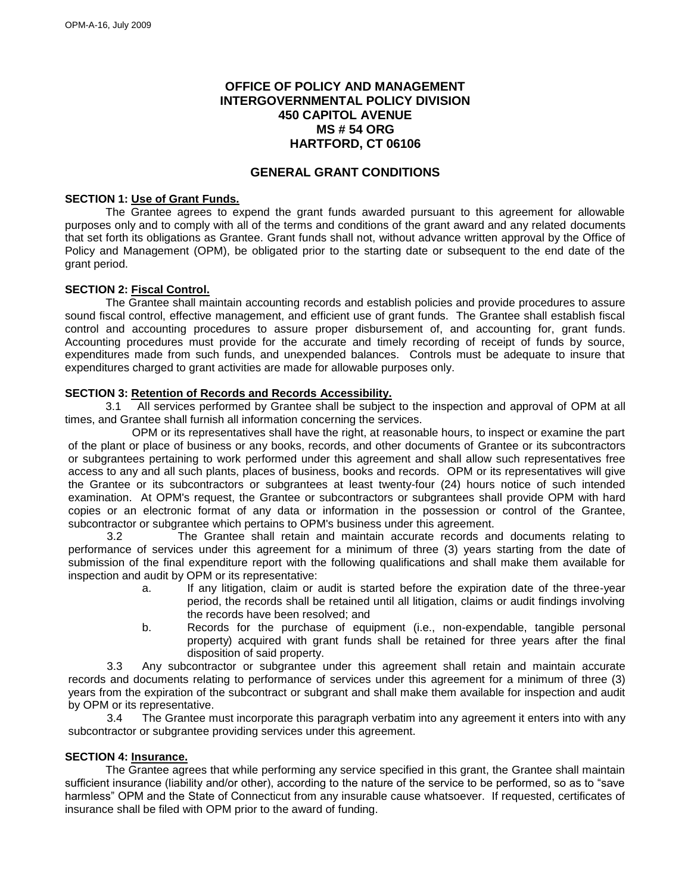**OFFICE OF POLICY AND MANAGEMENT**
**INTERGOVERNMENTAL POLICY DIVISION**
**450 CAPITOL AVENUE**
**MS # 54 ORG**
**HARTFORD, CT 06106**

## GENERAL GRANT CONDITIONS

**SECTION 1: Use of Grant Funds.**

The Grantee agrees to expend the grant funds awarded pursuant to this agreement for allowable purposes only and to comply with all of the terms and conditions of the grant award and any related documents that set forth its obligations as Grantee. Grant funds shall not, without advance written approval by the Office of Policy and Management (OPM), be obligated prior to the starting date or subsequent to the end date of the grant period.

**SECTION 2: Fiscal Control.**

The Grantee shall maintain accounting records and establish policies and provide procedures to assure sound fiscal control, effective management, and efficient use of grant funds. The Grantee shall establish fiscal control and accounting procedures to assure proper disbursement of, and accounting for, grant funds. Accounting procedures must provide for the accurate and timely recording of receipt of funds by source, expenditures made from such funds, and unexpended balances. Controls must be adequate to insure that expenditures charged to grant activities are made for allowable purposes only.

**SECTION 3: Retention of Records and Records Accessibility.**

3.1 All services performed by Grantee shall be subject to the inspection and approval of OPM at all times, and Grantee shall furnish all information concerning the services.

OPM or its representatives shall have the right, at reasonable hours, to inspect or examine the part of the plant or place of business or any books, records, and other documents of Grantee or its subcontractors or subgrantees pertaining to work performed under this agreement and shall allow such representatives free access to any and all such plants, places of business, books and records. OPM or its representatives will give the Grantee or its subcontractors or subgrantees at least twenty-four (24) hours notice of such intended examination. At OPM's request, the Grantee or subcontractors or subgrantees shall provide OPM with hard copies or an electronic format of any data or information in the possession or control of the Grantee, subcontractor or subgrantee which pertains to OPM's business under this agreement.

3.2 The Grantee shall retain and maintain accurate records and documents relating to performance of services under this agreement for a minimum of three (3) years starting from the date of submission of the final expenditure report with the following qualifications and shall make them available for inspection and audit by OPM or its representative:

a. If any litigation, claim or audit is started before the expiration date of the three-year period, the records shall be retained until all litigation, claims or audit findings involving the records have been resolved; and

b. Records for the purchase of equipment (i.e., non-expendable, tangible personal property) acquired with grant funds shall be retained for three years after the final disposition of said property.

3.3 Any subcontractor or subgrantee under this agreement shall retain and maintain accurate records and documents relating to performance of services under this agreement for a minimum of three (3) years from the expiration of the subcontract or subgrant and shall make them available for inspection and audit by OPM or its representative.

3.4 The Grantee must incorporate this paragraph verbatim into any agreement it enters into with any subcontractor or subgrantee providing services under this agreement.

**SECTION 4: Insurance.**

The Grantee agrees that while performing any service specified in this grant, the Grantee shall maintain sufficient insurance (liability and/or other), according to the nature of the service to be performed, so as to "save harmless" OPM and the State of Connecticut from any insurable cause whatsoever. If requested, certificates of insurance shall be filed with OPM prior to the award of funding.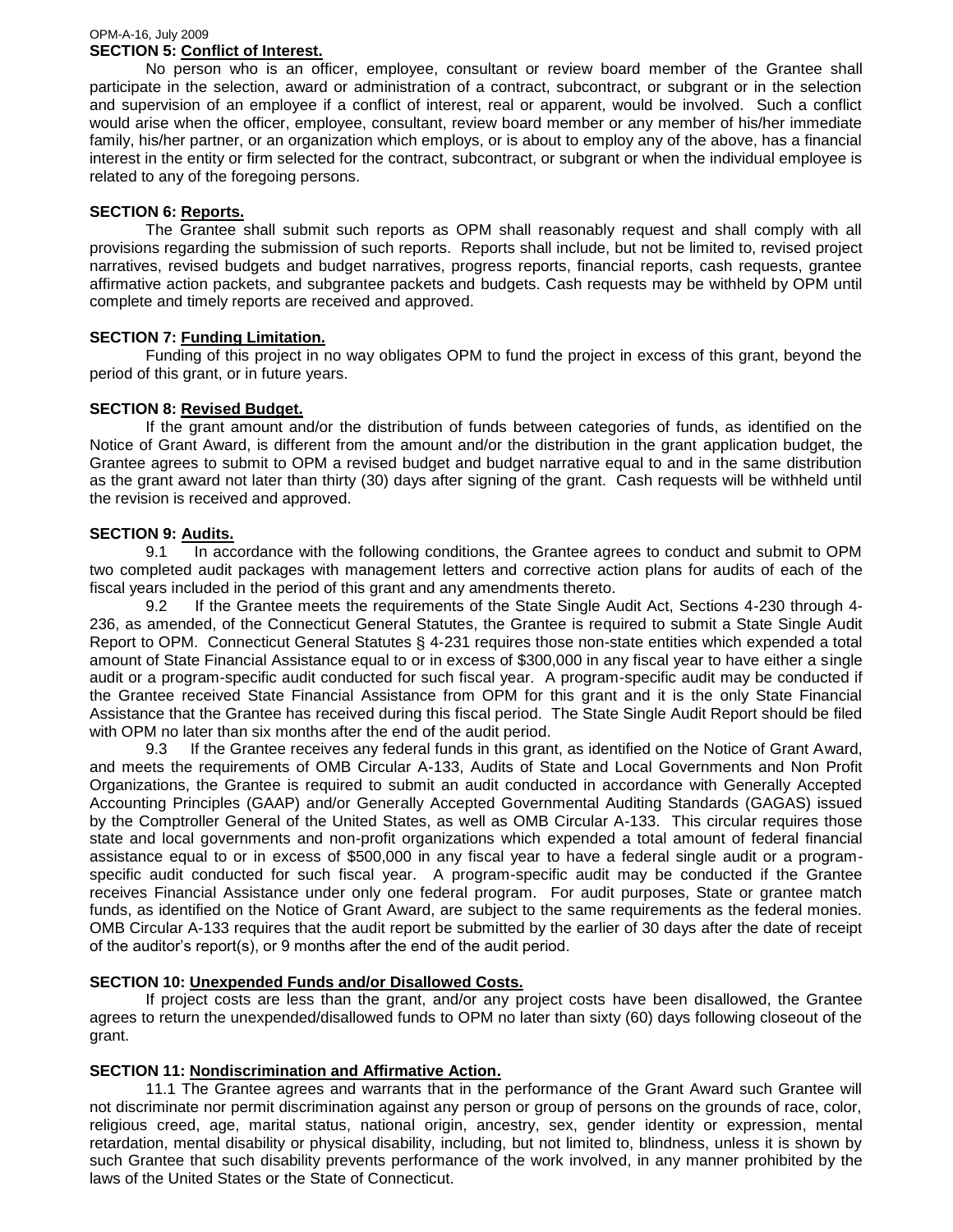**SECTION 5: Conflict of Interest.**

No person who is an officer, employee, consultant or review board member of the Grantee shall participate in the selection, award or administration of a contract, subcontract, or subgrant or in the selection and supervision of an employee if a conflict of interest, real or apparent, would be involved. Such a conflict would arise when the officer, employee, consultant, review board member or any member of his/her immediate family, his/her partner, or an organization which employs, or is about to employ any of the above, has a financial interest in the entity or firm selected for the contract, subcontract, or subgrant or when the individual employee is related to any of the foregoing persons.

**SECTION 6: Reports.**

The Grantee shall submit such reports as OPM shall reasonably request and shall comply with all provisions regarding the submission of such reports. Reports shall include, but not be limited to, revised project narratives, revised budgets and budget narratives, progress reports, financial reports, cash requests, grantee affirmative action packets, and subgrantee packets and budgets. Cash requests may be withheld by OPM until complete and timely reports are received and approved.

**SECTION 7: Funding Limitation.**

Funding of this project in no way obligates OPM to fund the project in excess of this grant, beyond the period of this grant, or in future years.

**SECTION 8: Revised Budget.**

If the grant amount and/or the distribution of funds between categories of funds, as identified on the Notice of Grant Award, is different from the amount and/or the distribution in the grant application budget, the Grantee agrees to submit to OPM a revised budget and budget narrative equal to and in the same distribution as the grant award not later than thirty (30) days after signing of the grant. Cash requests will be withheld until the revision is received and approved.

**SECTION 9: Audits.**

9.1 In accordance with the following conditions, the Grantee agrees to conduct and submit to OPM two completed audit packages with management letters and corrective action plans for audits of each of the fiscal years included in the period of this grant and any amendments thereto.

9.2 If the Grantee meets the requirements of the State Single Audit Act, Sections 4-230 through 4-236, as amended, of the Connecticut General Statutes, the Grantee is required to submit a State Single Audit Report to OPM. Connecticut General Statutes § 4-231 requires those non-state entities which expended a total amount of State Financial Assistance equal to or in excess of $300,000 in any fiscal year to have either a single audit or a program-specific audit conducted for such fiscal year. A program-specific audit may be conducted if the Grantee received State Financial Assistance from OPM for this grant and it is the only State Financial Assistance that the Grantee has received during this fiscal period. The State Single Audit Report should be filed with OPM no later than six months after the end of the audit period.

9.3 If the Grantee receives any federal funds in this grant, as identified on the Notice of Grant Award, and meets the requirements of OMB Circular A-133, Audits of State and Local Governments and Non Profit Organizations, the Grantee is required to submit an audit conducted in accordance with Generally Accepted Accounting Principles (GAAP) and/or Generally Accepted Governmental Auditing Standards (GAGAS) issued by the Comptroller General of the United States, as well as OMB Circular A-133. This circular requires those state and local governments and non-profit organizations which expended a total amount of federal financial assistance equal to or in excess of $500,000 in any fiscal year to have a federal single audit or a program-specific audit conducted for such fiscal year. A program-specific audit may be conducted if the Grantee receives Financial Assistance under only one federal program. For audit purposes, State or grantee match funds, as identified on the Notice of Grant Award, are subject to the same requirements as the federal monies. OMB Circular A-133 requires that the audit report be submitted by the earlier of 30 days after the date of receipt of the auditor's report(s), or 9 months after the end of the audit period.

**SECTION 10: Unexpended Funds and/or Disallowed Costs.**

If project costs are less than the grant, and/or any project costs have been disallowed, the Grantee agrees to return the unexpended/disallowed funds to OPM no later than sixty (60) days following closeout of the grant.

**SECTION 11: Nondiscrimination and Affirmative Action.**

11.1 The Grantee agrees and warrants that in the performance of the Grant Award such Grantee will not discriminate nor permit discrimination against any person or group of persons on the grounds of race, color, religious creed, age, marital status, national origin, ancestry, sex, gender identity or expression, mental retardation, mental disability or physical disability, including, but not limited to, blindness, unless it is shown by such Grantee that such disability prevents performance of the work involved, in any manner prohibited by the laws of the United States or the State of Connecticut.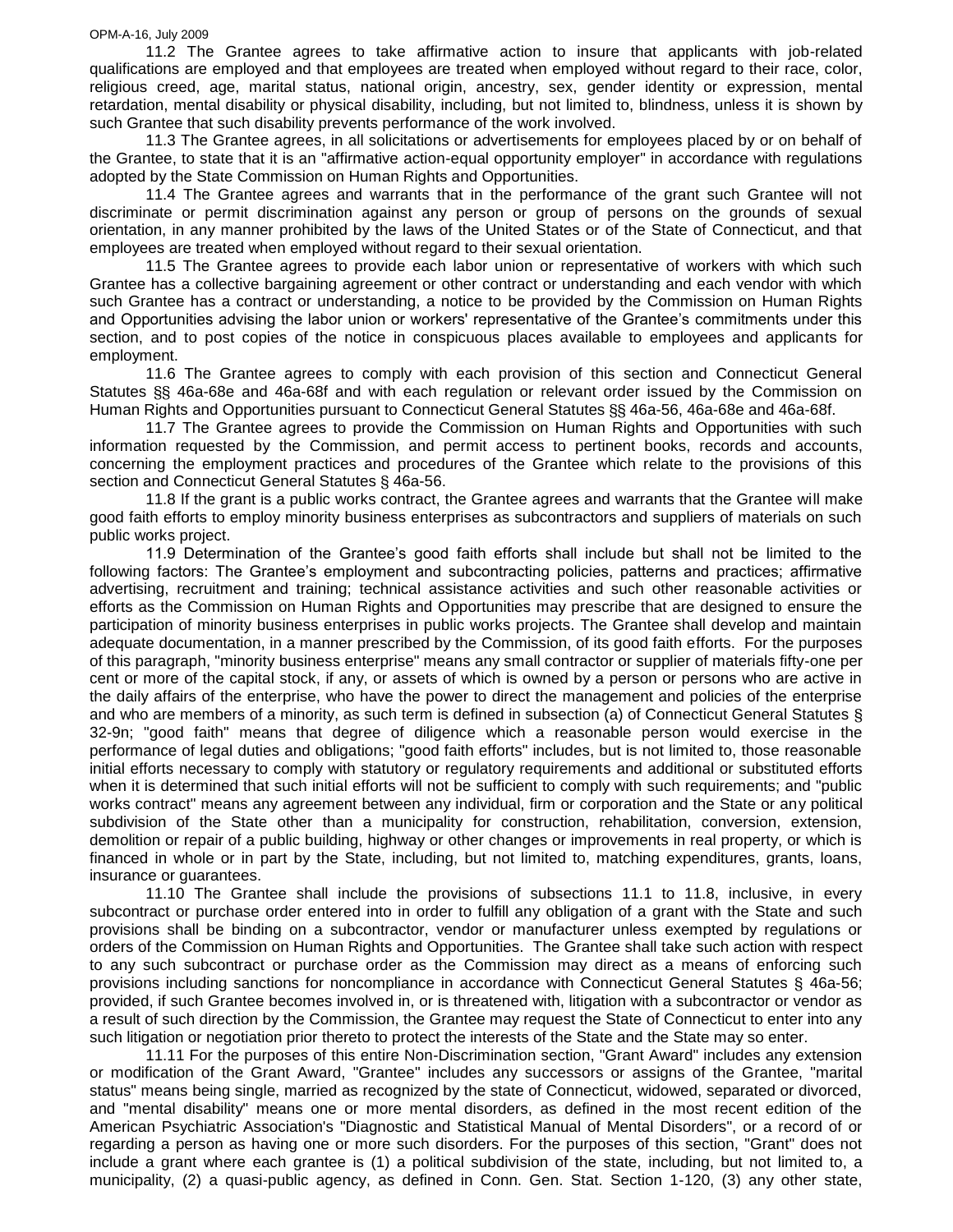11.2 The Grantee agrees to take affirmative action to insure that applicants with job-related qualifications are employed and that employees are treated when employed without regard to their race, color, religious creed, age, marital status, national origin, ancestry, sex, gender identity or expression, mental retardation, mental disability or physical disability, including, but not limited to, blindness, unless it is shown by such Grantee that such disability prevents performance of the work involved.

11.3 The Grantee agrees, in all solicitations or advertisements for employees placed by or on behalf of the Grantee, to state that it is an "affirmative action-equal opportunity employer" in accordance with regulations adopted by the State Commission on Human Rights and Opportunities.

11.4 The Grantee agrees and warrants that in the performance of the grant such Grantee will not discriminate or permit discrimination against any person or group of persons on the grounds of sexual orientation, in any manner prohibited by the laws of the United States or of the State of Connecticut, and that employees are treated when employed without regard to their sexual orientation.

11.5 The Grantee agrees to provide each labor union or representative of workers with which such Grantee has a collective bargaining agreement or other contract or understanding and each vendor with which such Grantee has a contract or understanding, a notice to be provided by the Commission on Human Rights and Opportunities advising the labor union or workers' representative of the Grantee's commitments under this section, and to post copies of the notice in conspicuous places available to employees and applicants for employment.

11.6 The Grantee agrees to comply with each provision of this section and Connecticut General Statutes §§ 46a-68e and 46a-68f and with each regulation or relevant order issued by the Commission on Human Rights and Opportunities pursuant to Connecticut General Statutes §§ 46a-56, 46a-68e and 46a-68f.

11.7 The Grantee agrees to provide the Commission on Human Rights and Opportunities with such information requested by the Commission, and permit access to pertinent books, records and accounts, concerning the employment practices and procedures of the Grantee which relate to the provisions of this section and Connecticut General Statutes § 46a-56.

11.8 If the grant is a public works contract, the Grantee agrees and warrants that the Grantee will make good faith efforts to employ minority business enterprises as subcontractors and suppliers of materials on such public works project.

11.9 Determination of the Grantee's good faith efforts shall include but shall not be limited to the following factors: The Grantee's employment and subcontracting policies, patterns and practices; affirmative advertising, recruitment and training; technical assistance activities and such other reasonable activities or efforts as the Commission on Human Rights and Opportunities may prescribe that are designed to ensure the participation of minority business enterprises in public works projects. The Grantee shall develop and maintain adequate documentation, in a manner prescribed by the Commission, of its good faith efforts. For the purposes of this paragraph, "minority business enterprise" means any small contractor or supplier of materials fifty-one per cent or more of the capital stock, if any, or assets of which is owned by a person or persons who are active in the daily affairs of the enterprise, who have the power to direct the management and policies of the enterprise and who are members of a minority, as such term is defined in subsection (a) of Connecticut General Statutes § 32-9n; "good faith" means that degree of diligence which a reasonable person would exercise in the performance of legal duties and obligations; "good faith efforts" includes, but is not limited to, those reasonable initial efforts necessary to comply with statutory or regulatory requirements and additional or substituted efforts when it is determined that such initial efforts will not be sufficient to comply with such requirements; and "public works contract" means any agreement between any individual, firm or corporation and the State or any political subdivision of the State other than a municipality for construction, rehabilitation, conversion, extension, demolition or repair of a public building, highway or other changes or improvements in real property, or which is financed in whole or in part by the State, including, but not limited to, matching expenditures, grants, loans, insurance or guarantees.

11.10 The Grantee shall include the provisions of subsections 11.1 to 11.8, inclusive, in every subcontract or purchase order entered into in order to fulfill any obligation of a grant with the State and such provisions shall be binding on a subcontractor, vendor or manufacturer unless exempted by regulations or orders of the Commission on Human Rights and Opportunities. The Grantee shall take such action with respect to any such subcontract or purchase order as the Commission may direct as a means of enforcing such provisions including sanctions for noncompliance in accordance with Connecticut General Statutes § 46a-56; provided, if such Grantee becomes involved in, or is threatened with, litigation with a subcontractor or vendor as a result of such direction by the Commission, the Grantee may request the State of Connecticut to enter into any such litigation or negotiation prior thereto to protect the interests of the State and the State may so enter.

11.11 For the purposes of this entire Non-Discrimination section, "Grant Award" includes any extension or modification of the Grant Award, "Grantee" includes any successors or assigns of the Grantee, "marital status" means being single, married as recognized by the state of Connecticut, widowed, separated or divorced, and "mental disability" means one or more mental disorders, as defined in the most recent edition of the American Psychiatric Association's "Diagnostic and Statistical Manual of Mental Disorders", or a record of or regarding a person as having one or more such disorders. For the purposes of this section, "Grant" does not include a grant where each grantee is (1) a political subdivision of the state, including, but not limited to, a municipality, (2) a quasi-public agency, as defined in Conn. Gen. Stat. Section 1-120, (3) any other state,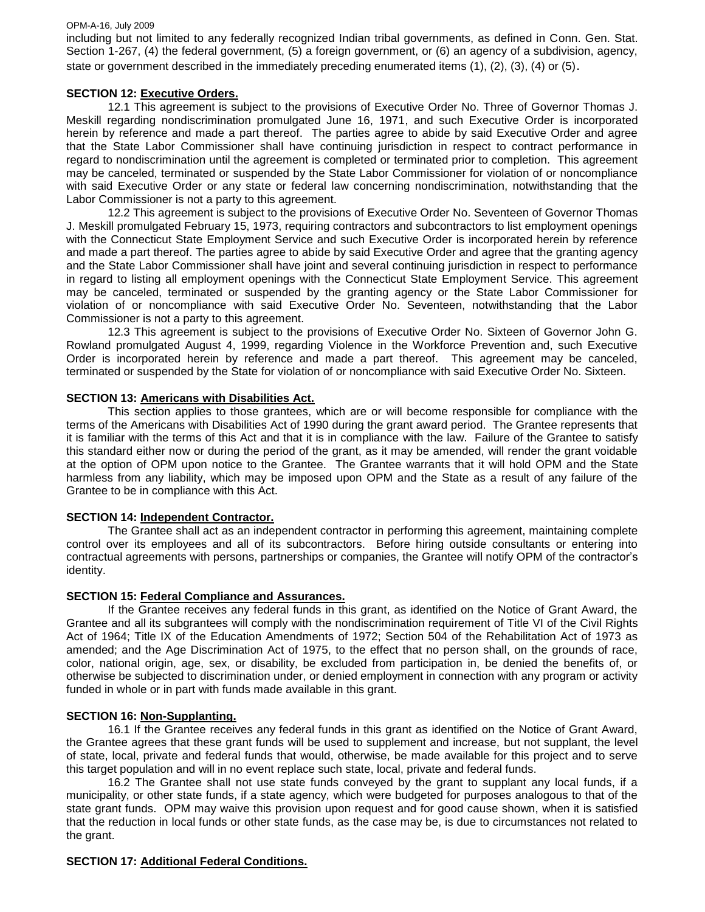including but not limited to any federally recognized Indian tribal governments, as defined in Conn. Gen. Stat. Section 1-267, (4) the federal government, (5) a foreign government, or (6) an agency of a subdivision, agency, state or government described in the immediately preceding enumerated items (1), (2), (3), (4) or (5).

**SECTION 12: Executive Orders.**

12.1 This agreement is subject to the provisions of Executive Order No. Three of Governor Thomas J. Meskill regarding nondiscrimination promulgated June 16, 1971, and such Executive Order is incorporated herein by reference and made a part thereof. The parties agree to abide by said Executive Order and agree that the State Labor Commissioner shall have continuing jurisdiction in respect to contract performance in regard to nondiscrimination until the agreement is completed or terminated prior to completion. This agreement may be canceled, terminated or suspended by the State Labor Commissioner for violation of or noncompliance with said Executive Order or any state or federal law concerning nondiscrimination, notwithstanding that the Labor Commissioner is not a party to this agreement.

12.2 This agreement is subject to the provisions of Executive Order No. Seventeen of Governor Thomas J. Meskill promulgated February 15, 1973, requiring contractors and subcontractors to list employment openings with the Connecticut State Employment Service and such Executive Order is incorporated herein by reference and made a part thereof. The parties agree to abide by said Executive Order and agree that the granting agency and the State Labor Commissioner shall have joint and several continuing jurisdiction in respect to performance in regard to listing all employment openings with the Connecticut State Employment Service. This agreement may be canceled, terminated or suspended by the granting agency or the State Labor Commissioner for violation of or noncompliance with said Executive Order No. Seventeen, notwithstanding that the Labor Commissioner is not a party to this agreement.

12.3 This agreement is subject to the provisions of Executive Order No. Sixteen of Governor John G. Rowland promulgated August 4, 1999, regarding Violence in the Workforce Prevention and, such Executive Order is incorporated herein by reference and made a part thereof. This agreement may be canceled, terminated or suspended by the State for violation of or noncompliance with said Executive Order No. Sixteen.

**SECTION 13: Americans with Disabilities Act.**

This section applies to those grantees, which are or will become responsible for compliance with the terms of the Americans with Disabilities Act of 1990 during the grant award period. The Grantee represents that it is familiar with the terms of this Act and that it is in compliance with the law. Failure of the Grantee to satisfy this standard either now or during the period of the grant, as it may be amended, will render the grant voidable at the option of OPM upon notice to the Grantee. The Grantee warrants that it will hold OPM and the State harmless from any liability, which may be imposed upon OPM and the State as a result of any failure of the Grantee to be in compliance with this Act.

**SECTION 14: Independent Contractor.**

The Grantee shall act as an independent contractor in performing this agreement, maintaining complete control over its employees and all of its subcontractors. Before hiring outside consultants or entering into contractual agreements with persons, partnerships or companies, the Grantee will notify OPM of the contractor's identity.

**SECTION 15: Federal Compliance and Assurances.**

If the Grantee receives any federal funds in this grant, as identified on the Notice of Grant Award, the Grantee and all its subgrantees will comply with the nondiscrimination requirement of Title VI of the Civil Rights Act of 1964; Title IX of the Education Amendments of 1972; Section 504 of the Rehabilitation Act of 1973 as amended; and the Age Discrimination Act of 1975, to the effect that no person shall, on the grounds of race, color, national origin, age, sex, or disability, be excluded from participation in, be denied the benefits of, or otherwise be subjected to discrimination under, or denied employment in connection with any program or activity funded in whole or in part with funds made available in this grant.

**SECTION 16: Non-Supplanting.**

16.1 If the Grantee receives any federal funds in this grant as identified on the Notice of Grant Award, the Grantee agrees that these grant funds will be used to supplement and increase, but not supplant, the level of state, local, private and federal funds that would, otherwise, be made available for this project and to serve this target population and will in no event replace such state, local, private and federal funds.

16.2 The Grantee shall not use state funds conveyed by the grant to supplant any local funds, if a municipality, or other state funds, if a state agency, which were budgeted for purposes analogous to that of the state grant funds. OPM may waive this provision upon request and for good cause shown, when it is satisfied that the reduction in local funds or other state funds, as the case may be, is due to circumstances not related to the grant.

**SECTION 17: Additional Federal Conditions.**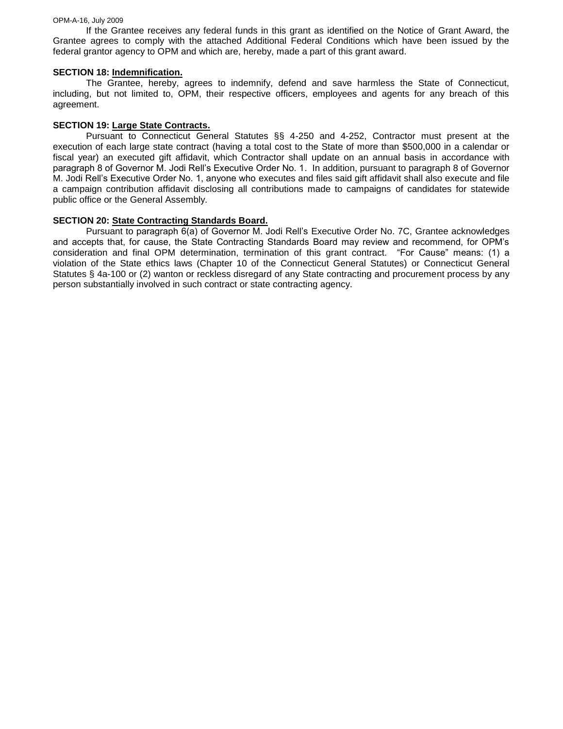If the Grantee receives any federal funds in this grant as identified on the Notice of Grant Award, the Grantee agrees to comply with the attached Additional Federal Conditions which have been issued by the federal grantor agency to OPM and which are, hereby, made a part of this grant award.

**SECTION 18: Indemnification.**

The Grantee, hereby, agrees to indemnify, defend and save harmless the State of Connecticut, including, but not limited to, OPM, their respective officers, employees and agents for any breach of this agreement.

**SECTION 19: Large State Contracts.**

Pursuant to Connecticut General Statutes §§ 4-250 and 4-252, Contractor must present at the execution of each large state contract (having a total cost to the State of more than $500,000 in a calendar or fiscal year) an executed gift affidavit, which Contractor shall update on an annual basis in accordance with paragraph 8 of Governor M. Jodi Rell's Executive Order No. 1. In addition, pursuant to paragraph 8 of Governor M. Jodi Rell's Executive Order No. 1, anyone who executes and files said gift affidavit shall also execute and file a campaign contribution affidavit disclosing all contributions made to campaigns of candidates for statewide public office or the General Assembly.

**SECTION 20: State Contracting Standards Board.**

Pursuant to paragraph 6(a) of Governor M. Jodi Rell's Executive Order No. 7C, Grantee acknowledges and accepts that, for cause, the State Contracting Standards Board may review and recommend, for OPM's consideration and final OPM determination, termination of this grant contract. "For Cause" means: (1) a violation of the State ethics laws (Chapter 10 of the Connecticut General Statutes) or Connecticut General Statutes § 4a-100 or (2) wanton or reckless disregard of any State contracting and procurement process by any person substantially involved in such contract or state contracting agency.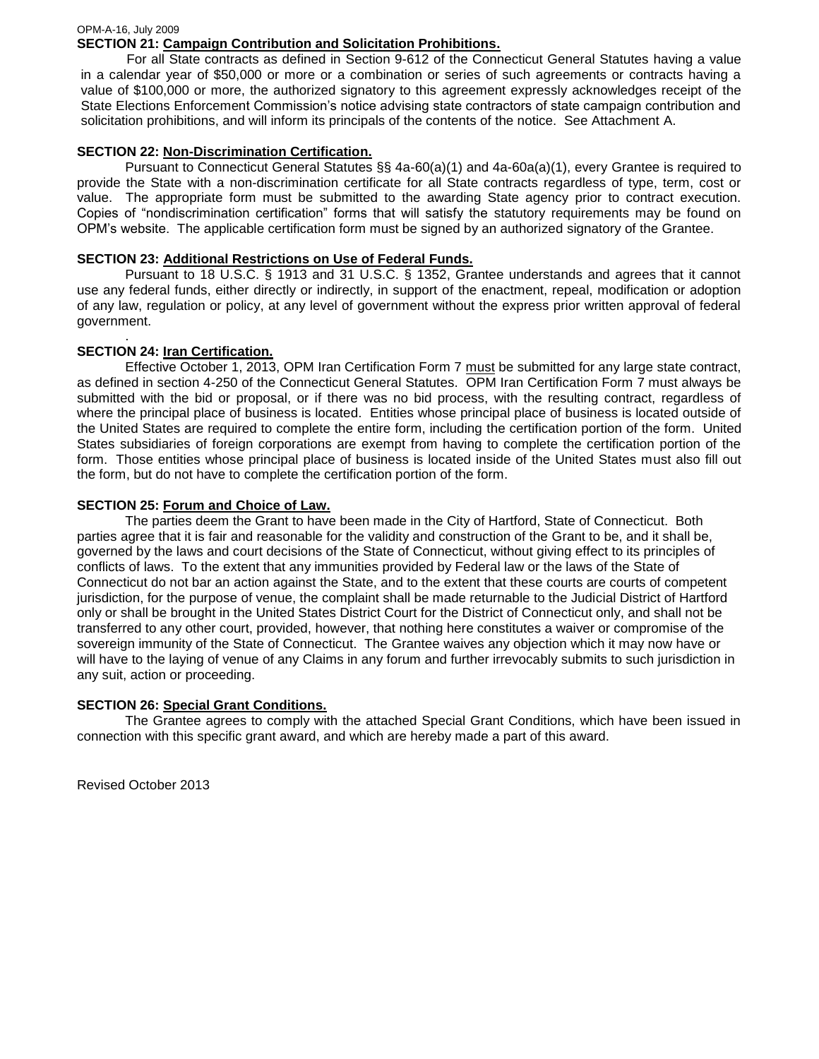### SECTION 21: Campaign Contribution and Solicitation Prohibitions.

For all State contracts as defined in Section 9-612 of the Connecticut General Statutes having a value in a calendar year of $50,000 or more or a combination or series of such agreements or contracts having a value of $100,000 or more, the authorized signatory to this agreement expressly acknowledges receipt of the State Elections Enforcement Commission's notice advising state contractors of state campaign contribution and solicitation prohibitions, and will inform its principals of the contents of the notice. See Attachment A.

### SECTION 22: Non-Discrimination Certification.

Pursuant to Connecticut General Statutes §§ 4a-60(a)(1) and 4a-60a(a)(1), every Grantee is required to provide the State with a non-discrimination certificate for all State contracts regardless of type, term, cost or value. The appropriate form must be submitted to the awarding State agency prior to contract execution. Copies of "nondiscrimination certification" forms that will satisfy the statutory requirements may be found on OPM's website. The applicable certification form must be signed by an authorized signatory of the Grantee.

### SECTION 23: Additional Restrictions on Use of Federal Funds.

Pursuant to 18 U.S.C. § 1913 and 31 U.S.C. § 1352, Grantee understands and agrees that it cannot use any federal funds, either directly or indirectly, in support of the enactment, repeal, modification or adoption of any law, regulation or policy, at any level of government without the express prior written approval of federal government.

### SECTION 24: Iran Certification.

Effective October 1, 2013, OPM Iran Certification Form 7 must be submitted for any large state contract, as defined in section 4-250 of the Connecticut General Statutes. OPM Iran Certification Form 7 must always be submitted with the bid or proposal, or if there was no bid process, with the resulting contract, regardless of where the principal place of business is located. Entities whose principal place of business is located outside of the United States are required to complete the entire form, including the certification portion of the form. United States subsidiaries of foreign corporations are exempt from having to complete the certification portion of the form. Those entities whose principal place of business is located inside of the United States must also fill out the form, but do not have to complete the certification portion of the form.

### SECTION 25: Forum and Choice of Law.

The parties deem the Grant to have been made in the City of Hartford, State of Connecticut. Both parties agree that it is fair and reasonable for the validity and construction of the Grant to be, and it shall be, governed by the laws and court decisions of the State of Connecticut, without giving effect to its principles of conflicts of laws. To the extent that any immunities provided by Federal law or the laws of the State of Connecticut do not bar an action against the State, and to the extent that these courts are courts of competent jurisdiction, for the purpose of venue, the complaint shall be made returnable to the Judicial District of Hartford only or shall be brought in the United States District Court for the District of Connecticut only, and shall not be transferred to any other court, provided, however, that nothing here constitutes a waiver or compromise of the sovereign immunity of the State of Connecticut. The Grantee waives any objection which it may now have or will have to the laying of venue of any Claims in any forum and further irrevocably submits to such jurisdiction in any suit, action or proceeding.

### SECTION 26: Special Grant Conditions.

The Grantee agrees to comply with the attached Special Grant Conditions, which have been issued in connection with this specific grant award, and which are hereby made a part of this award.

Revised October 2013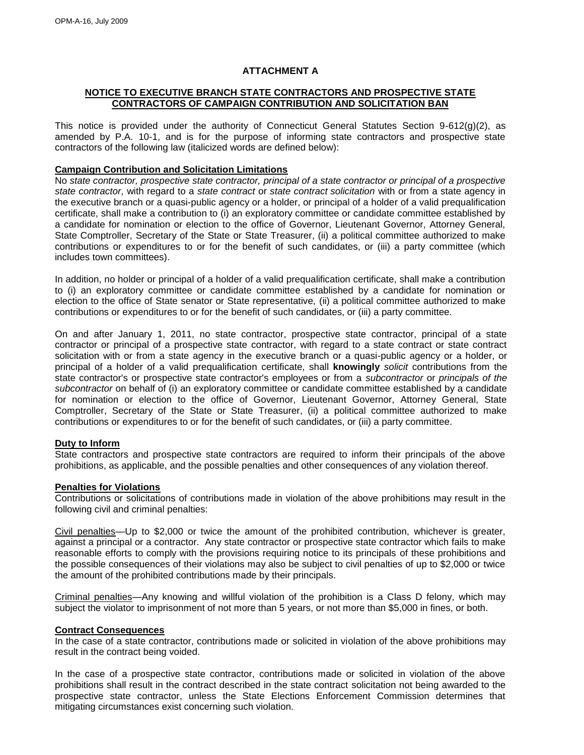## ATTACHMENT A

### NOTICE TO EXECUTIVE BRANCH STATE CONTRACTORS AND PROSPECTIVE STATE CONTRACTORS OF CAMPAIGN CONTRIBUTION AND SOLICITATION BAN

This notice is provided under the authority of Connecticut General Statutes Section 9-612(g)(2), as amended by P.A. 10-1, and is for the purpose of informing state contractors and prospective state contractors of the following law (italicized words are defined below):

**Campaign Contribution and Solicitation Limitations**

No *state contractor, prospective state contractor, principal of a state contractor or principal of a prospective state contractor*, with regard to a *state contract* or *state contract solicitation* with or from a state agency in the executive branch or a quasi-public agency or a holder, or principal of a holder of a valid prequalification certificate, shall make a contribution to (i) an exploratory committee or candidate committee established by a candidate for nomination or election to the office of Governor, Lieutenant Governor, Attorney General, State Comptroller, Secretary of the State or State Treasurer, (ii) a political committee authorized to make contributions or expenditures to or for the benefit of such candidates, or (iii) a party committee (which includes town committees).

In addition, no holder or principal of a holder of a valid prequalification certificate, shall make a contribution to (i) an exploratory committee or candidate committee established by a candidate for nomination or election to the office of State senator or State representative, (ii) a political committee authorized to make contributions or expenditures to or for the benefit of such candidates, or (iii) a party committee.

On and after January 1, 2011, no state contractor, prospective state contractor, principal of a state contractor or principal of a prospective state contractor, with regard to a state contract or state contract solicitation with or from a state agency in the executive branch or a quasi-public agency or a holder, or principal of a holder of a valid prequalification certificate, shall **knowingly** *solicit* contributions from the state contractor's or prospective state contractor's employees or from a *subcontractor* or *principals of the subcontractor* on behalf of (i) an exploratory committee or candidate committee established by a candidate for nomination or election to the office of Governor, Lieutenant Governor, Attorney General, State Comptroller, Secretary of the State or State Treasurer, (ii) a political committee authorized to make contributions or expenditures to or for the benefit of such candidates, or (iii) a party committee.

**Duty to Inform**

State contractors and prospective state contractors are required to inform their principals of the above prohibitions, as applicable, and the possible penalties and other consequences of any violation thereof.

**Penalties for Violations**

Contributions or solicitations of contributions made in violation of the above prohibitions may result in the following civil and criminal penalties:

Civil penalties—Up to $2,000 or twice the amount of the prohibited contribution, whichever is greater, against a principal or a contractor. Any state contractor or prospective state contractor which fails to make reasonable efforts to comply with the provisions requiring notice to its principals of these prohibitions and the possible consequences of their violations may also be subject to civil penalties of up to $2,000 or twice the amount of the prohibited contributions made by their principals.

Criminal penalties—Any knowing and willful violation of the prohibition is a Class D felony, which may subject the violator to imprisonment of not more than 5 years, or not more than $5,000 in fines, or both.

**Contract Consequences**

In the case of a state contractor, contributions made or solicited in violation of the above prohibitions may result in the contract being voided.

In the case of a prospective state contractor, contributions made or solicited in violation of the above prohibitions shall result in the contract described in the state contract solicitation not being awarded to the prospective state contractor, unless the State Elections Enforcement Commission determines that mitigating circumstances exist concerning such violation.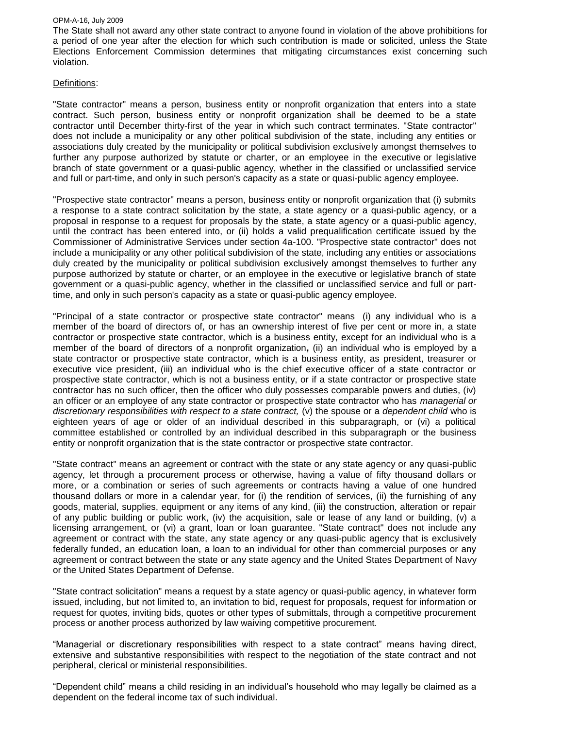The State shall not award any other state contract to anyone found in violation of the above prohibitions for a period of one year after the election for which such contribution is made or solicited, unless the State Elections Enforcement Commission determines that mitigating circumstances exist concerning such violation.

Definitions:

"State contractor" means a person, business entity or nonprofit organization that enters into a state contract. Such person, business entity or nonprofit organization shall be deemed to be a state contractor until December thirty-first of the year in which such contract terminates. "State contractor" does not include a municipality or any other political subdivision of the state, including any entities or associations duly created by the municipality or political subdivision exclusively amongst themselves to further any purpose authorized by statute or charter, or an employee in the executive or legislative branch of state government or a quasi-public agency, whether in the classified or unclassified service and full or part-time, and only in such person's capacity as a state or quasi-public agency employee.

"Prospective state contractor" means a person, business entity or nonprofit organization that (i) submits a response to a state contract solicitation by the state, a state agency or a quasi-public agency, or a proposal in response to a request for proposals by the state, a state agency or a quasi-public agency, until the contract has been entered into, or (ii) holds a valid prequalification certificate issued by the Commissioner of Administrative Services under section 4a-100. "Prospective state contractor" does not include a municipality or any other political subdivision of the state, including any entities or associations duly created by the municipality or political subdivision exclusively amongst themselves to further any purpose authorized by statute or charter, or an employee in the executive or legislative branch of state government or a quasi-public agency, whether in the classified or unclassified service and full or part-time, and only in such person's capacity as a state or quasi-public agency employee.

"Principal of a state contractor or prospective state contractor" means (i) any individual who is a member of the board of directors of, or has an ownership interest of five per cent or more in, a state contractor or prospective state contractor, which is a business entity, except for an individual who is a member of the board of directors of a nonprofit organization**,** (ii) an individual who is employed by a state contractor or prospective state contractor, which is a business entity, as president, treasurer or executive vice president, (iii) an individual who is the chief executive officer of a state contractor or prospective state contractor, which is not a business entity, or if a state contractor or prospective state contractor has no such officer, then the officer who duly possesses comparable powers and duties, (iv) an officer or an employee of any state contractor or prospective state contractor who has *managerial or discretionary responsibilities with respect to a state contract,* (v) the spouse or a *dependent child* who is eighteen years of age or older of an individual described in this subparagraph, or (vi) a political committee established or controlled by an individual described in this subparagraph or the business entity or nonprofit organization that is the state contractor or prospective state contractor.

"State contract" means an agreement or contract with the state or any state agency or any quasi-public agency, let through a procurement process or otherwise, having a value of fifty thousand dollars or more, or a combination or series of such agreements or contracts having a value of one hundred thousand dollars or more in a calendar year, for (i) the rendition of services, (ii) the furnishing of any goods, material, supplies, equipment or any items of any kind, (iii) the construction, alteration or repair of any public building or public work, (iv) the acquisition, sale or lease of any land or building, (v) a licensing arrangement, or (vi) a grant, loan or loan guarantee. "State contract" does not include any agreement or contract with the state, any state agency or any quasi-public agency that is exclusively federally funded, an education loan, a loan to an individual for other than commercial purposes or any agreement or contract between the state or any state agency and the United States Department of Navy or the United States Department of Defense.

"State contract solicitation" means a request by a state agency or quasi-public agency, in whatever form issued, including, but not limited to, an invitation to bid, request for proposals, request for information or request for quotes, inviting bids, quotes or other types of submittals, through a competitive procurement process or another process authorized by law waiving competitive procurement.

“Managerial or discretionary responsibilities with respect to a state contract” means having direct, extensive and substantive responsibilities with respect to the negotiation of the state contract and not peripheral, clerical or ministerial responsibilities.

“Dependent child” means a child residing in an individual’s household who may legally be claimed as a dependent on the federal income tax of such individual.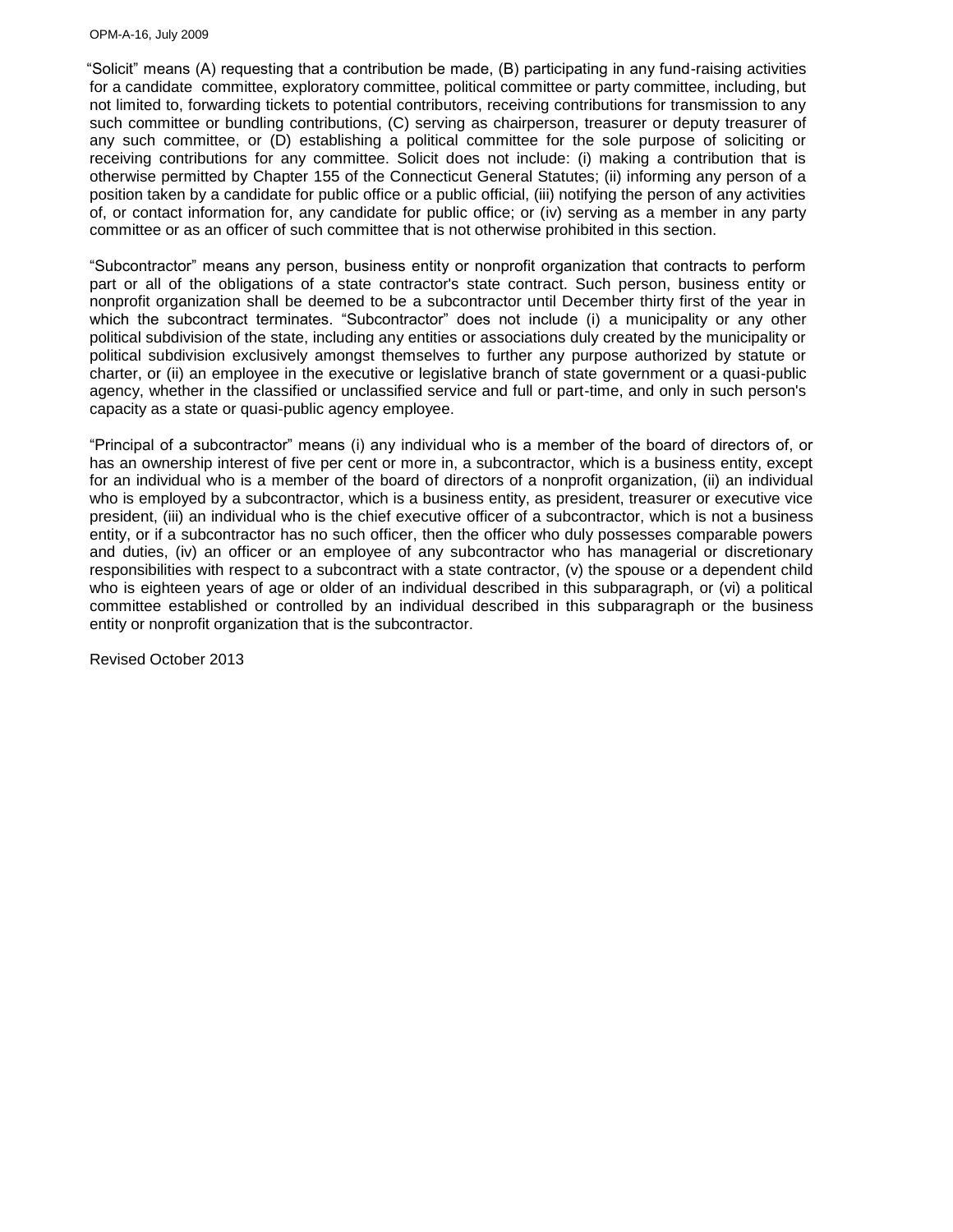"Solicit" means (A) requesting that a contribution be made, (B) participating in any fund-raising activities for a candidate committee, exploratory committee, political committee or party committee, including, but not limited to, forwarding tickets to potential contributors, receiving contributions for transmission to any such committee or bundling contributions, (C) serving as chairperson, treasurer or deputy treasurer of any such committee, or (D) establishing a political committee for the sole purpose of soliciting or receiving contributions for any committee. Solicit does not include: (i) making a contribution that is otherwise permitted by Chapter 155 of the Connecticut General Statutes; (ii) informing any person of a position taken by a candidate for public office or a public official, (iii) notifying the person of any activities of, or contact information for, any candidate for public office; or (iv) serving as a member in any party committee or as an officer of such committee that is not otherwise prohibited in this section.

"Subcontractor" means any person, business entity or nonprofit organization that contracts to perform part or all of the obligations of a state contractor's state contract. Such person, business entity or nonprofit organization shall be deemed to be a subcontractor until December thirty first of the year in which the subcontract terminates. "Subcontractor" does not include (i) a municipality or any other political subdivision of the state, including any entities or associations duly created by the municipality or political subdivision exclusively amongst themselves to further any purpose authorized by statute or charter, or (ii) an employee in the executive or legislative branch of state government or a quasi-public agency, whether in the classified or unclassified service and full or part-time, and only in such person's capacity as a state or quasi-public agency employee.

"Principal of a subcontractor" means (i) any individual who is a member of the board of directors of, or has an ownership interest of five per cent or more in, a subcontractor, which is a business entity, except for an individual who is a member of the board of directors of a nonprofit organization, (ii) an individual who is employed by a subcontractor, which is a business entity, as president, treasurer or executive vice president, (iii) an individual who is the chief executive officer of a subcontractor, which is not a business entity, or if a subcontractor has no such officer, then the officer who duly possesses comparable powers and duties, (iv) an officer or an employee of any subcontractor who has managerial or discretionary responsibilities with respect to a subcontract with a state contractor, (v) the spouse or a dependent child who is eighteen years of age or older of an individual described in this subparagraph, or (vi) a political committee established or controlled by an individual described in this subparagraph or the business entity or nonprofit organization that is the subcontractor.

Revised October 2013